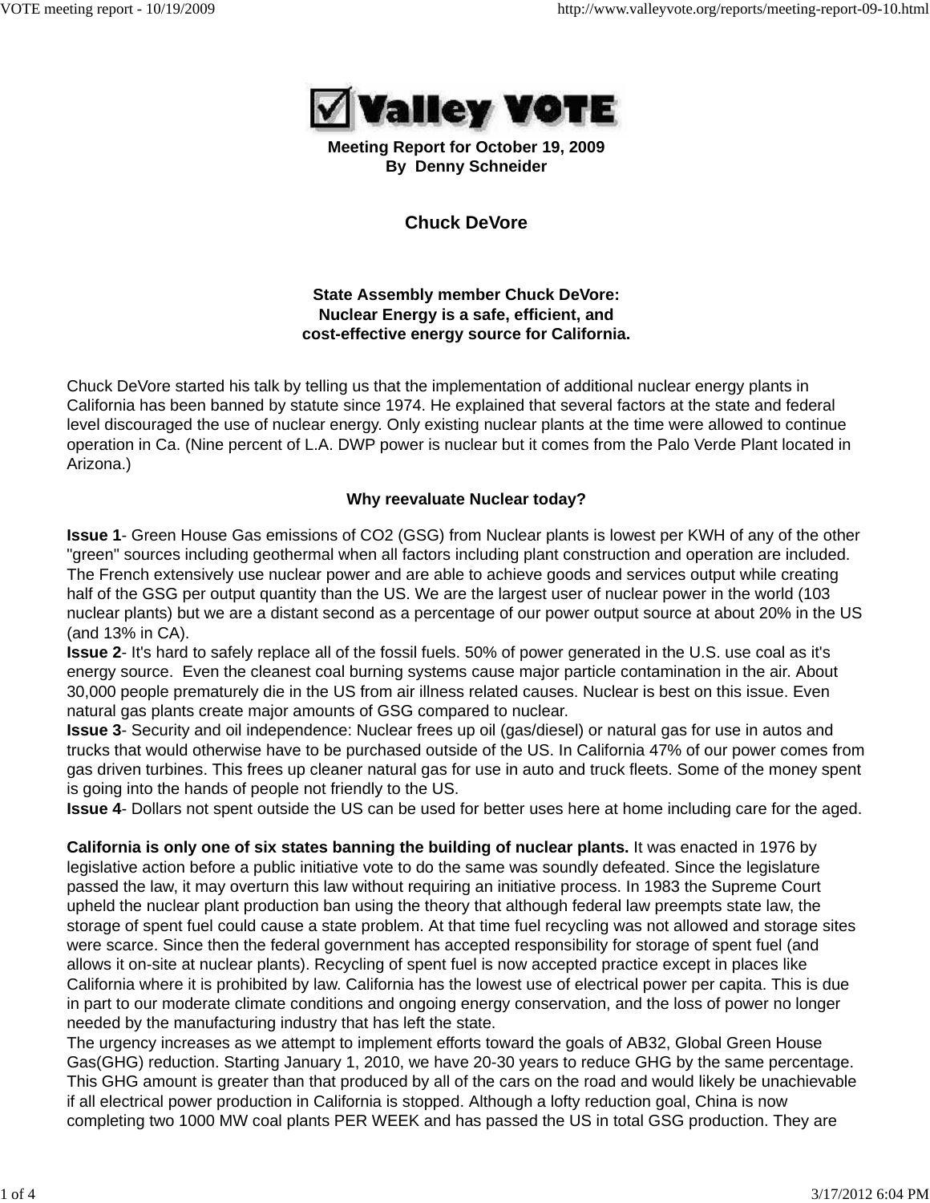**Meeting Report for October 19, 2009**
**By Denny Schneider**

## Chuck DeVore

### State Assembly member Chuck DeVore: Nuclear Energy is a safe, efficient, and cost-effective energy source for California.

Chuck DeVore started his talk by telling us that the implementation of additional nuclear energy plants in California has been banned by statute since 1974. He explained that several factors at the state and federal level discouraged the use of nuclear energy. Only existing nuclear plants at the time were allowed to continue operation in Ca. (Nine percent of L.A. DWP power is nuclear but it comes from the Palo Verde Plant located in Arizona.)

**Why reevaluate Nuclear today?**

**Issue 1**- Green House Gas emissions of $CO_2$ (GSG) from Nuclear plants is lowest per KWH of any of the other "green" sources including geothermal when all factors including plant construction and operation are included. The French extensively use nuclear power and are able to achieve goods and services output while creating half of the GSG per output quantity than the US. We are the largest user of nuclear power in the world (103 nuclear plants) but we are a distant second as a percentage of our power output source at about 20% in the US (and 13% in CA).
**Issue 2**- It's hard to safely replace all of the fossil fuels. 50% of power generated in the U.S. use coal as it's energy source. Even the cleanest coal burning systems cause major particle contamination in the air. About 30,000 people prematurely die in the US from air illness related causes. Nuclear is best on this issue. Even natural gas plants create major amounts of GSG compared to nuclear.
**Issue 3**- Security and oil independence: Nuclear frees up oil (gas/diesel) or natural gas for use in autos and trucks that would otherwise have to be purchased outside of the US. In California 47% of our power comes from gas driven turbines. This frees up cleaner natural gas for use in auto and truck fleets. Some of the money spent is going into the hands of people not friendly to the US.
**Issue 4**- Dollars not spent outside the US can be used for better uses here at home including care for the aged.

**California is only one of six states banning the building of nuclear plants.** It was enacted in 1976 by legislative action before a public initiative vote to do the same was soundly defeated. Since the legislature passed the law, it may overturn this law without requiring an initiative process. In 1983 the Supreme Court upheld the nuclear plant production ban using the theory that although federal law preempts state law, the storage of spent fuel could cause a state problem. At that time fuel recycling was not allowed and storage sites were scarce. Since then the federal government has accepted responsibility for storage of spent fuel (and allows it on-site at nuclear plants). Recycling of spent fuel is now accepted practice except in places like California where it is prohibited by law. California has the lowest use of electrical power per capita. This is due in part to our moderate climate conditions and ongoing energy conservation, and the loss of power no longer needed by the manufacturing industry that has left the state.
The urgency increases as we attempt to implement efforts toward the goals of AB32, Global Green House Gas(GHG) reduction. Starting January 1, 2010, we have 20-30 years to reduce GHG by the same percentage. This GHG amount is greater than that produced by all of the cars on the road and would likely be unachievable if all electrical power production in California is stopped. Although a lofty reduction goal, China is now completing two 1000 MW coal plants PER WEEK and has passed the US in total GSG production. They are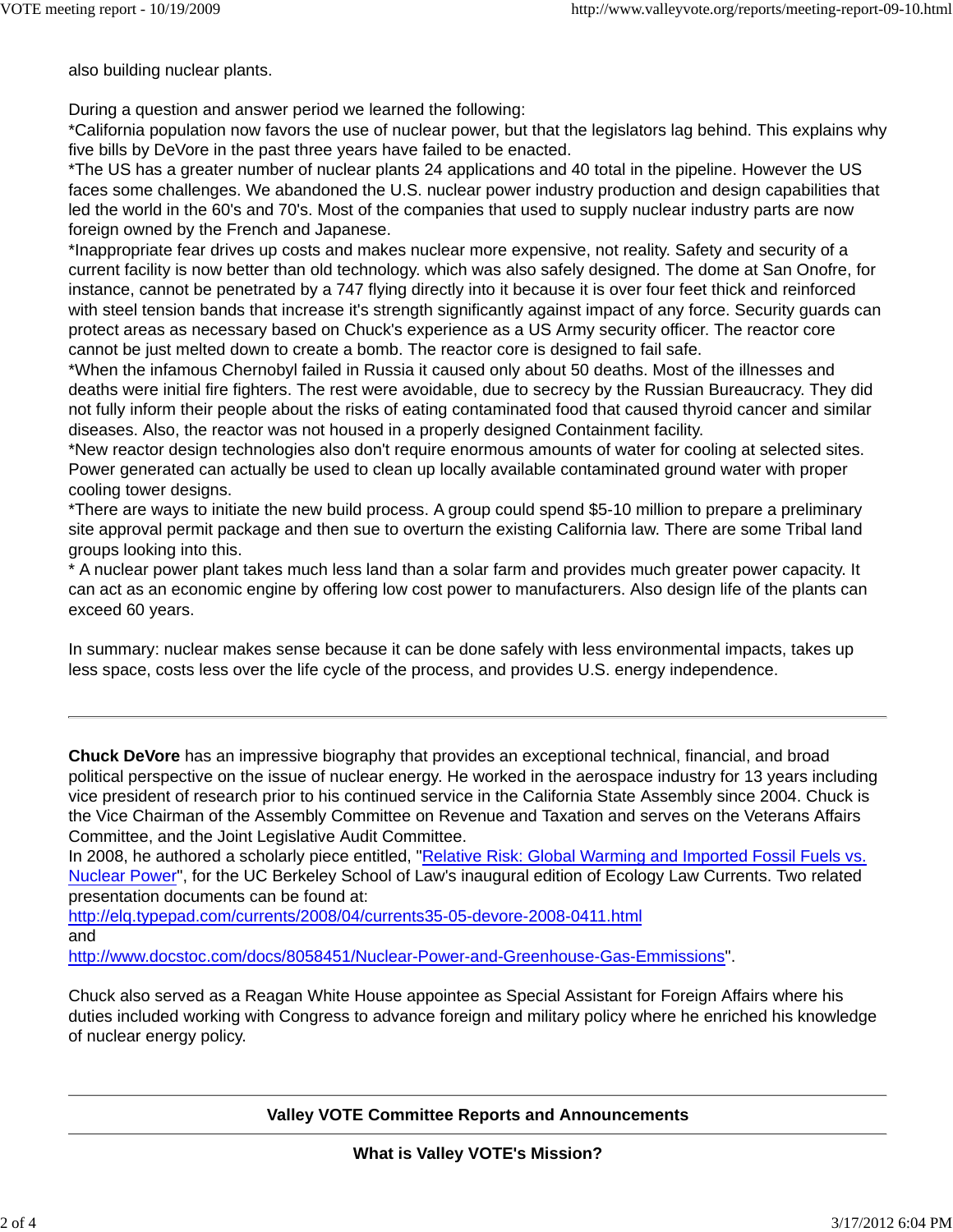also building nuclear plants.

During a question and answer period we learned the following:
*California population now favors the use of nuclear power, but that the legislators lag behind. This explains why five bills by DeVore in the past three years have failed to be enacted.
*The US has a greater number of nuclear plants 24 applications and 40 total in the pipeline. However the US faces some challenges. We abandoned the U.S. nuclear power industry production and design capabilities that led the world in the 60's and 70's. Most of the companies that used to supply nuclear industry parts are now foreign owned by the French and Japanese.
*Inappropriate fear drives up costs and makes nuclear more expensive, not reality. Safety and security of a current facility is now better than old technology. which was also safely designed. The dome at San Onofre, for instance, cannot be penetrated by a 747 flying directly into it because it is over four feet thick and reinforced with steel tension bands that increase it's strength significantly against impact of any force. Security guards can protect areas as necessary based on Chuck's experience as a US Army security officer. The reactor core cannot be just melted down to create a bomb. The reactor core is designed to fail safe.
*When the infamous Chernobyl failed in Russia it caused only about 50 deaths. Most of the illnesses and deaths were initial fire fighters. The rest were avoidable, due to secrecy by the Russian Bureaucracy. They did not fully inform their people about the risks of eating contaminated food that caused thyroid cancer and similar diseases. Also, the reactor was not housed in a properly designed Containment facility.
*New reactor design technologies also don't require enormous amounts of water for cooling at selected sites. Power generated can actually be used to clean up locally available contaminated ground water with proper cooling tower designs.
*There are ways to initiate the new build process. A group could spend $5-10 million to prepare a preliminary site approval permit package and then sue to overturn the existing California law. There are some Tribal land groups looking into this.
* A nuclear power plant takes much less land than a solar farm and provides much greater power capacity. It can act as an economic engine by offering low cost power to manufacturers. Also design life of the plants can exceed 60 years.

In summary: nuclear makes sense because it can be done safely with less environmental impacts, takes up less space, costs less over the life cycle of the process, and provides U.S. energy independence.

---

**Chuck DeVore** has an impressive biography that provides an exceptional technical, financial, and broad political perspective on the issue of nuclear energy. He worked in the aerospace industry for 13 years including vice president of research prior to his continued service in the California State Assembly since 2004. Chuck is the Vice Chairman of the Assembly Committee on Revenue and Taxation and serves on the Veterans Affairs Committee, and the Joint Legislative Audit Committee.
In 2008, he authored a scholarly piece entitled, "Relative Risk: Global Warming and Imported Fossil Fuels vs. Nuclear Power", for the UC Berkeley School of Law's inaugural edition of Ecology Law Currents. Two related presentation documents can be found at:
http://elq.typepad.com/currents/2008/04/currents35-05-devore-2008-0411.html
and
http://www.docstoc.com/docs/8058451/Nuclear-Power-and-Greenhouse-Gas-Emmissions".

Chuck also served as a Reagan White House appointee as Special Assistant for Foreign Affairs where his duties included working with Congress to advance foreign and military policy where he enriched his knowledge of nuclear energy policy.

---

**Valley VOTE Committee Reports and Announcements**

---

**What is Valley VOTE's Mission?**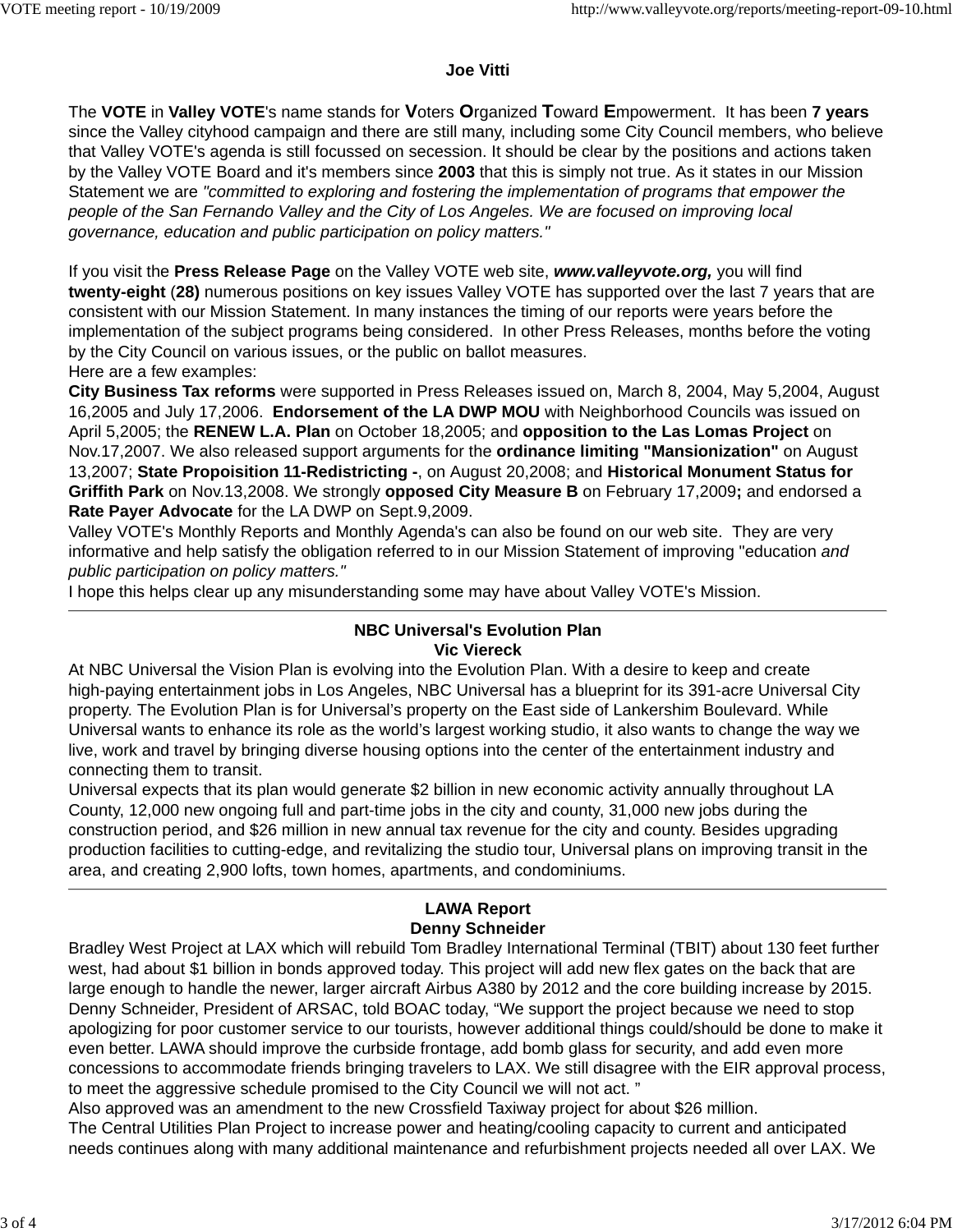**Joe Vitti**

The **VOTE** in **Valley VOTE**'s name stands for **V**oters **O**rganized **T**oward **E**mpowerment. It has been **7 years** since the Valley cityhood campaign and there are still many, including some City Council members, who believe that Valley VOTE's agenda is still focussed on secession. It should be clear by the positions and actions taken by the Valley VOTE Board and it's members since **2003** that this is simply not true. As it states in our Mission Statement we are *"committed to exploring and fostering the implementation of programs that empower the people of the San Fernando Valley and the City of Los Angeles. We are focused on improving local governance, education and public participation on policy matters."*

If you visit the **Press Release Page** on the Valley VOTE web site, ***www.valleyvote.org,*** you will find **twenty-eight** (**28)** numerous positions on key issues Valley VOTE has supported over the last 7 years that are consistent with our Mission Statement. In many instances the timing of our reports were years before the implementation of the subject programs being considered. In other Press Releases, months before the voting by the City Council on various issues, or the public on ballot measures.
Here are a few examples:
**City Business Tax reforms** were supported in Press Releases issued on, March 8, 2004, May 5,2004, August 16,2005 and July 17,2006. **Endorsement of the LA DWP MOU** with Neighborhood Councils was issued on April 5,2005; the **RENEW L.A. Plan** on October 18,2005; and **opposition to the Las Lomas Project** on Nov.17,2007. We also released support arguments for the **ordinance limiting "Mansionization"** on August 13,2007; **State Propoisition 11-Redistricting -**, on August 20,2008; and **Historical Monument Status for Griffith Park** on Nov.13,2008. We strongly **opposed City Measure B** on February 17,2009**;** and endorsed a **Rate Payer Advocate** for the LA DWP on Sept.9,2009.
Valley VOTE's Monthly Reports and Monthly Agenda's can also be found on our web site. They are very informative and help satisfy the obligation referred to in our Mission Statement of improving "education *and public participation on policy matters."*
I hope this helps clear up any misunderstanding some may have about Valley VOTE's Mission.

---

**NBC Universal's Evolution Plan**
**Vic Viereck**

At NBC Universal the Vision Plan is evolving into the Evolution Plan. With a desire to keep and create high-paying entertainment jobs in Los Angeles, NBC Universal has a blueprint for its 391-acre Universal City property. The Evolution Plan is for Universal's property on the East side of Lankershim Boulevard. While Universal wants to enhance its role as the world's largest working studio, it also wants to change the way we live, work and travel by bringing diverse housing options into the center of the entertainment industry and connecting them to transit.
Universal expects that its plan would generate $2 billion in new economic activity annually throughout LA County, 12,000 new ongoing full and part-time jobs in the city and county, 31,000 new jobs during the construction period, and $26 million in new annual tax revenue for the city and county. Besides upgrading production facilities to cutting-edge, and revitalizing the studio tour, Universal plans on improving transit in the area, and creating 2,900 lofts, town homes, apartments, and condominiums.

---

**LAWA Report**
**Denny Schneider**

Bradley West Project at LAX which will rebuild Tom Bradley International Terminal (TBIT) about 130 feet further west, had about $1 billion in bonds approved today. This project will add new flex gates on the back that are large enough to handle the newer, larger aircraft Airbus A380 by 2012 and the core building increase by 2015. Denny Schneider, President of ARSAC, told BOAC today, "We support the project because we need to stop apologizing for poor customer service to our tourists, however additional things could/should be done to make it even better. LAWA should improve the curbside frontage, add bomb glass for security, and add even more concessions to accommodate friends bringing travelers to LAX. We still disagree with the EIR approval process, to meet the aggressive schedule promised to the City Council we will not act. "
Also approved was an amendment to the new Crossfield Taxiway project for about $26 million.
The Central Utilities Plan Project to increase power and heating/cooling capacity to current and anticipated needs continues along with many additional maintenance and refurbishment projects needed all over LAX. We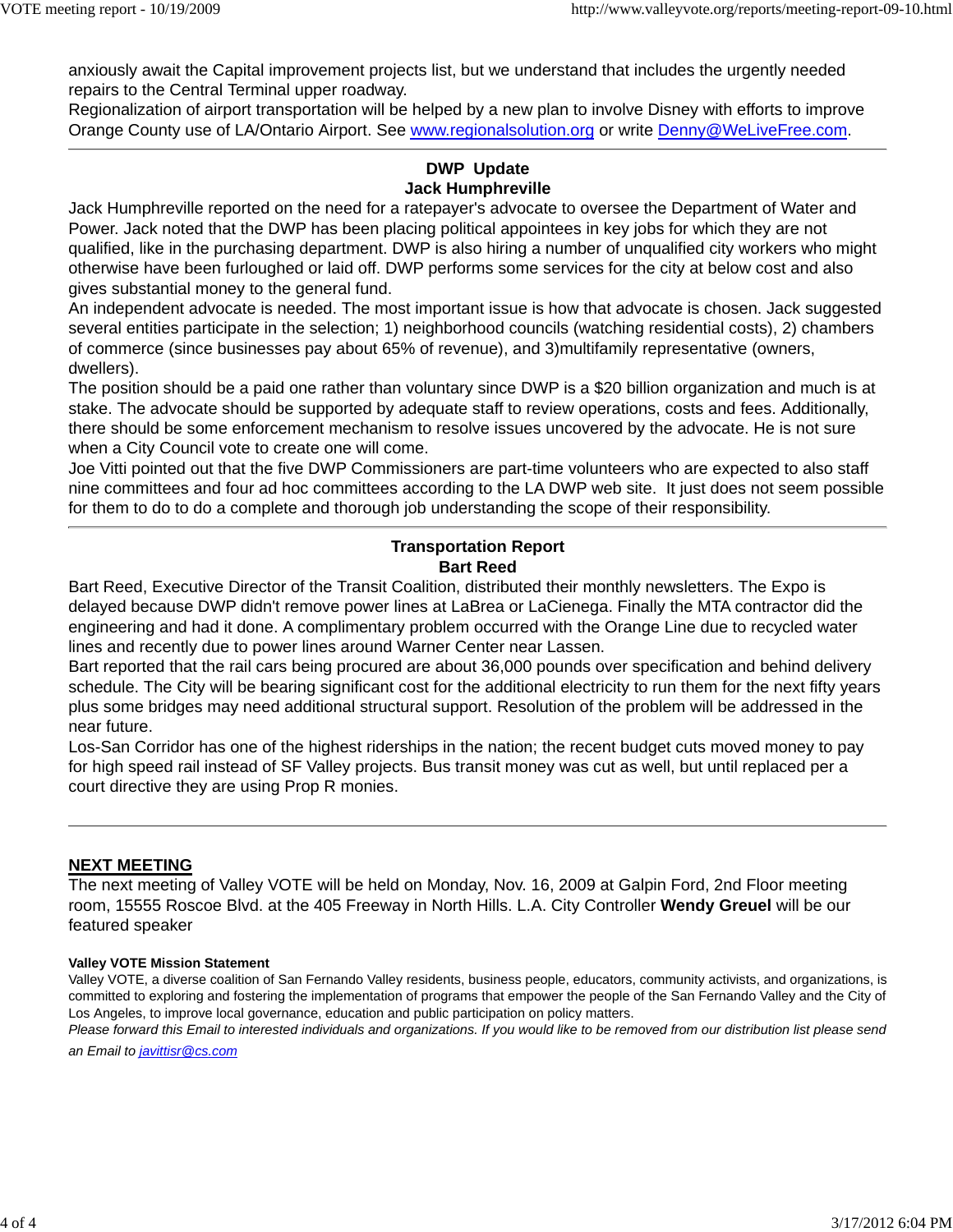anxiously await the Capital improvement projects list, but we understand that includes the urgently needed repairs to the Central Terminal upper roadway.
Regionalization of airport transportation will be helped by a new plan to involve Disney with efforts to improve Orange County use of LA/Ontario Airport. See [www.regionalsolution.org](http://www.regionalsolution.org) or write [Denny@WeLiveFree.com](mailto:Denny@WeLiveFree.com).

---

### DWP Update
### Jack Humphreville

Jack Humphreville reported on the need for a ratepayer's advocate to oversee the Department of Water and Power. Jack noted that the DWP has been placing political appointees in key jobs for which they are not qualified, like in the purchasing department. DWP is also hiring a number of unqualified city workers who might otherwise have been furloughed or laid off. DWP performs some services for the city at below cost and also gives substantial money to the general fund.
An independent advocate is needed. The most important issue is how that advocate is chosen. Jack suggested several entities participate in the selection; 1) neighborhood councils (watching residential costs), 2) chambers of commerce (since businesses pay about 65% of revenue), and 3)multifamily representative (owners, dwellers).
The position should be a paid one rather than voluntary since DWP is a $20 billion organization and much is at stake. The advocate should be supported by adequate staff to review operations, costs and fees. Additionally, there should be some enforcement mechanism to resolve issues uncovered by the advocate. He is not sure when a City Council vote to create one will come.
Joe Vitti pointed out that the five DWP Commissioners are part-time volunteers who are expected to also staff nine committees and four ad hoc committees according to the LA DWP web site. It just does not seem possible for them to do to do a complete and thorough job understanding the scope of their responsibility.

---

### Transportation Report
### Bart Reed

Bart Reed, Executive Director of the Transit Coalition, distributed their monthly newsletters. The Expo is delayed because DWP didn't remove power lines at LaBrea or LaCienega. Finally the MTA contractor did the engineering and had it done. A complimentary problem occurred with the Orange Line due to recycled water lines and recently due to power lines around Warner Center near Lassen.
Bart reported that the rail cars being procured are about 36,000 pounds over specification and behind delivery schedule. The City will be bearing significant cost for the additional electricity to run them for the next fifty years plus some bridges may need additional structural support. Resolution of the problem will be addressed in the near future.
Los-San Corridor has one of the highest riderships in the nation; the recent budget cuts moved money to pay for high speed rail instead of SF Valley projects. Bus transit money was cut as well, but until replaced per a court directive they are using Prop R monies.

---

## NEXT MEETING

The next meeting of Valley VOTE will be held on Monday, Nov. 16, 2009 at Galpin Ford, 2nd Floor meeting room, 15555 Roscoe Blvd. at the 405 Freeway in North Hills. L.A. City Controller **Wendy Greuel** will be our featured speaker

**Valley VOTE Mission Statement**
Valley VOTE, a diverse coalition of San Fernando Valley residents, business people, educators, community activists, and organizations, is committed to exploring and fostering the implementation of programs that empower the people of the San Fernando Valley and the City of Los Angeles, to improve local governance, education and public participation on policy matters.
*Please forward this Email to interested individuals and organizations. If you would like to be removed from our distribution list please send an Email to [javittisr@cs.com](mailto:javittisr@cs.com)*